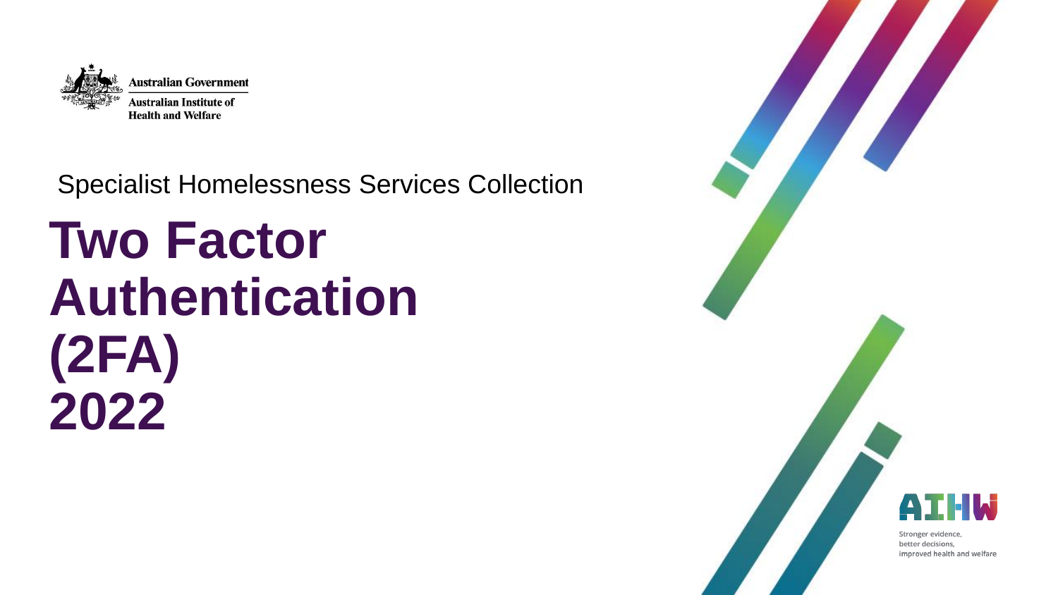Australian Government

Australian Institute of Health and Welfare

Specialist Homelessness Services Collection

# Two Factor Authentication (2FA) 2022

AIHW

Stronger evidence, better decisions, improved health and welfare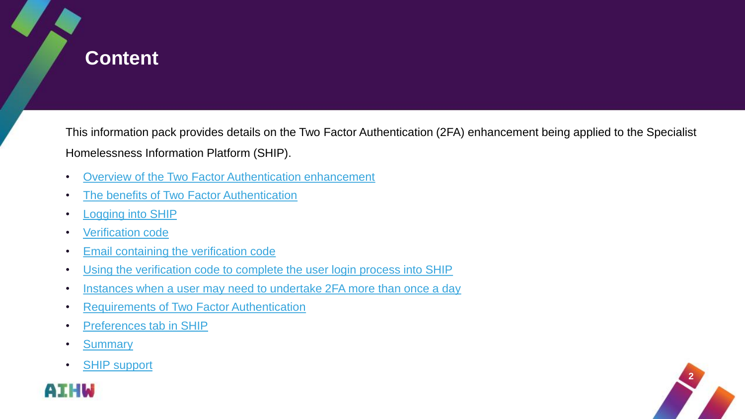# Content

This information pack provides details on the Two Factor Authentication (2FA) enhancement being applied to the Specialist Homelessness Information Platform (SHIP).

- Overview of the Two Factor Authentication enhancement
- The benefits of Two Factor Authentication
- Logging into SHIP
- Verification code
- Email containing the verification code
- Using the verification code to complete the user login process into SHIP
- Instances when a user may need to undertake 2FA more than once a day
- Requirements of Two Factor Authentication
- Preferences tab in SHIP
- Summary
- SHIP support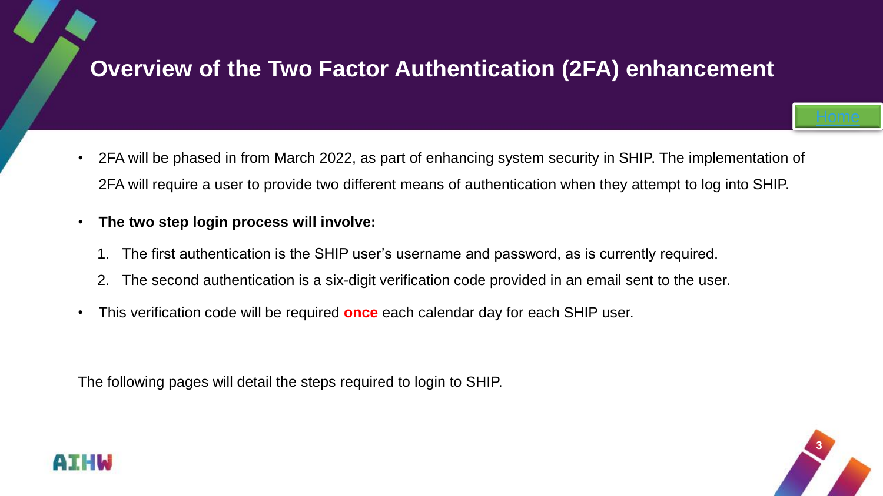# Overview of the Two Factor Authentication (2FA) enhancement

Home

- 2FA will be phased in from March 2022, as part of enhancing system security in SHIP. The implementation of 2FA will require a user to provide two different means of authentication when they attempt to log into SHIP.
- **The two step login process will involve:**
  1. The first authentication is the SHIP user's username and password, as is currently required.
  2. The second authentication is a six-digit verification code provided in an email sent to the user.
- This verification code will be required **once** each calendar day for each SHIP user.

The following pages will detail the steps required to login to SHIP.

AIHW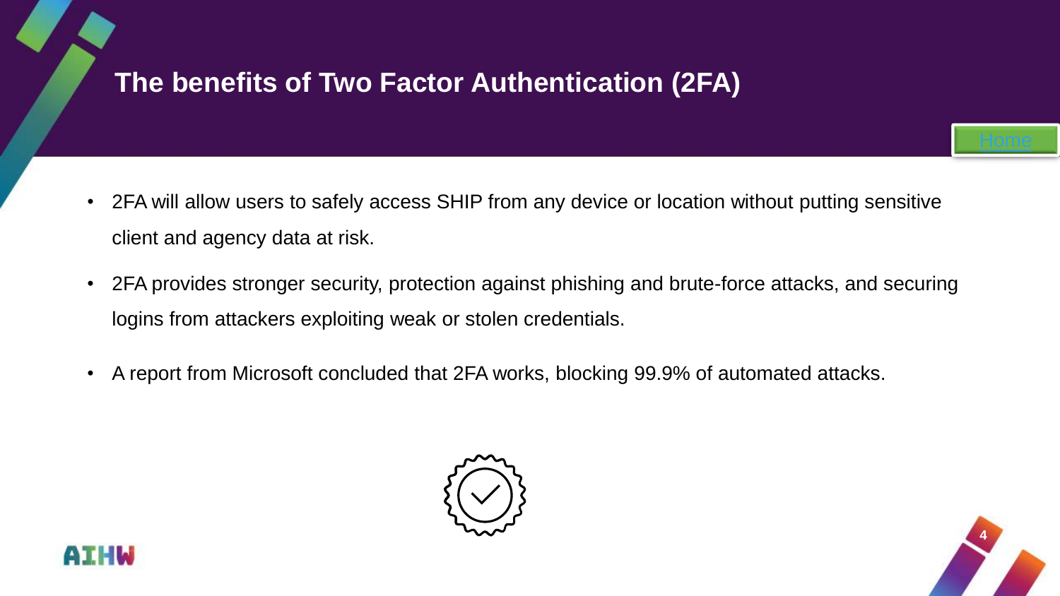# The benefits of Two Factor Authentication (2FA)

Home

- 2FA will allow users to safely access SHIP from any device or location without putting sensitive client and agency data at risk.
- 2FA provides stronger security, protection against phishing and brute-force attacks, and securing logins from attackers exploiting weak or stolen credentials.
- A report from Microsoft concluded that 2FA works, blocking 99.9% of automated attacks.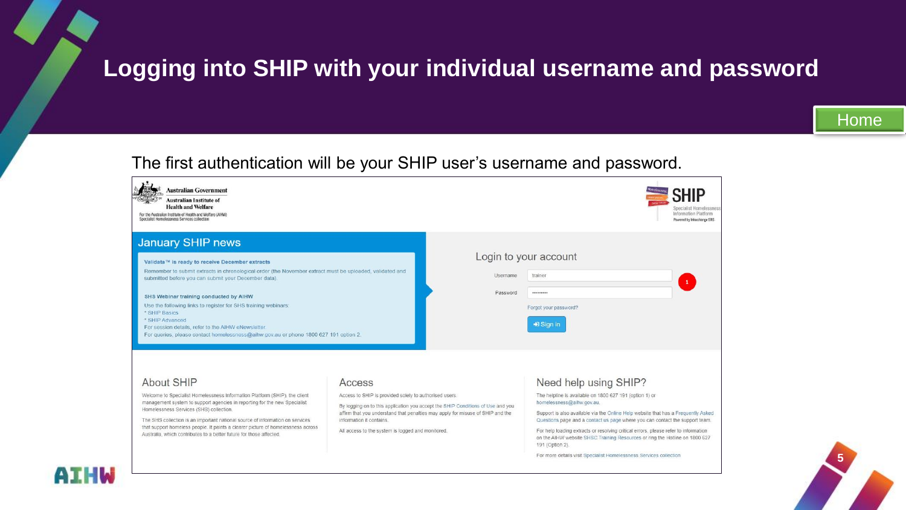# Logging into SHIP with your individual username and password

Home

The first authentication will be your SHIP user's username and password.

Australian Government
Australian Institute of Health and Welfare
For the Australian Institute of Health and Welfare (AIHW) Specialist Homelessness Services collection

SHIP
Specialist Homelessness Information Platform
Powered by Infoxchange SRS

## January SHIP news

**Validata™ is ready to receive December extracts**

Remember to submit extracts in chronological order (the November extract must be uploaded, validated and submitted before you can submit your December data).

**SHS Webinar training conducted by AIHW**

Use the following links to register for SHS training webinars:
* SHIP Basics
* SHIP Advanced

For session details, refer to the AIHW eNewsletter.
For queries, please contact homelessness@aihw.gov.au or phone 1800 627 191 option 2.

## Login to your account

Username: trainer

Password: ••••••••••

1

Forgot your password?

Sign in

### About SHIP

Welcome to Specialist Homelessness Information Platform (SHIP), the client management system to support agencies in reporting for the new Specialist Homelessness Services (SHS) collection.

The SHS collection is an important national source of information on services that support homeless people. It paints a clearer picture of homelessness across Australia, which contributes to a better future for those affected.

### Access

Access to SHIP is provided solely to authorised users.

By logging on to this application you accept the SHIP Conditions of Use and you affirm that you understand that penalties may apply for misuse of SHIP and the information it contains.

All access to the system is logged and monitored.

### Need help using SHIP?

The helpline is available on 1800 627 191 (option 1) or homelessness@aihw.gov.au.

Support is also available via the Online Help website that has a Frequently Asked Questions page and a contact us page where you can contact the support team.

For help loading extracts or resolving critical errors, please refer to information on the AIHW website SHSC Training Resources or ring the Hotline on 1800 627 191 (Option 2).

For more details visit Specialist Homelessness Services collection

AIHW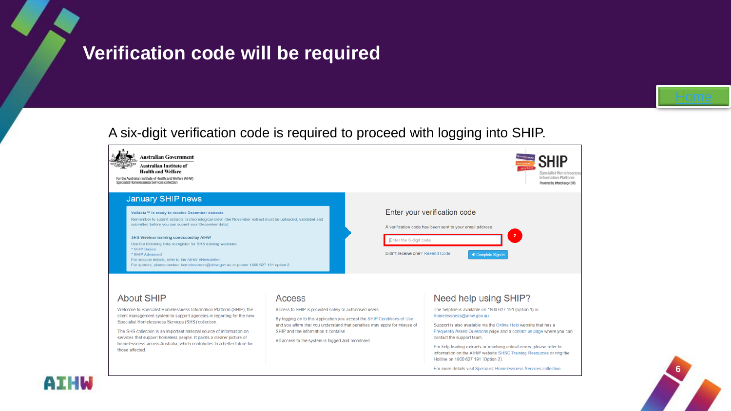# Verification code will be required

Home

A six-digit verification code is required to proceed with logging into SHIP.

Australian Government
Australian Institute of Health and Welfare
For the Australian Institute of Health and Welfare (AIHW) Specialist Homelessness Services collection

SHIP
Specialist Homelessness Information Platform
Powered by Infoxchange SHS

## January SHIP news

**Validata™ is ready to receive December extracts**

Remember to submit extracts in chronological order (the November extract must be uploaded, validated and submitted before you can submit your December data).

**SHS Webinar training conducted by AIHW**

Use the following links to register for SHS training webinars.
* SHIP Basics
* SHIP Advanced
For session details, refer to the AIHW eNewsletter.
For queries, please contact homelessness@aihw.gov.au or phone 1800 627 191 option 2.

## Enter your verification code

A verification code has been sent to your email address.

Enter the 6-digit code

2

Didn't receive one? Resend Code

Complete Sign in

## About SHIP

Welcome to Specialist Homelessness Information Platform (SHIP), the client management system to support agencies in reporting for the new Specialist Homelessness Services (SHS) collection.

The SHS collection is an important national source of information on services that support homeless people. It paints a clearer picture of homelessness across Australia, which contributes to a better future for those affected.

## Access

Access to SHIP is provided solely to authorised users.

By logging on to this application you accept the SHIP Conditions of Use and you affirm that you understand that penalties may apply for misuse of SHIP and the information it contains.

All access to the system is logged and monitored.

## Need help using SHIP?

The helpline is available on 1800 627 191 (option 1) or homelessness@aihw.gov.au

Support is also available via the Online Help website that has a Frequently Asked Questions page and a contact us page where you can contact the support team.

For help loading extracts or resolving critical errors, please refer to information on the AIHW website SHSC Training Resources or ring the Hotline on 1800 627 191 (Option 2).

For more details visit Specialist Homelessness Services collection

AIHW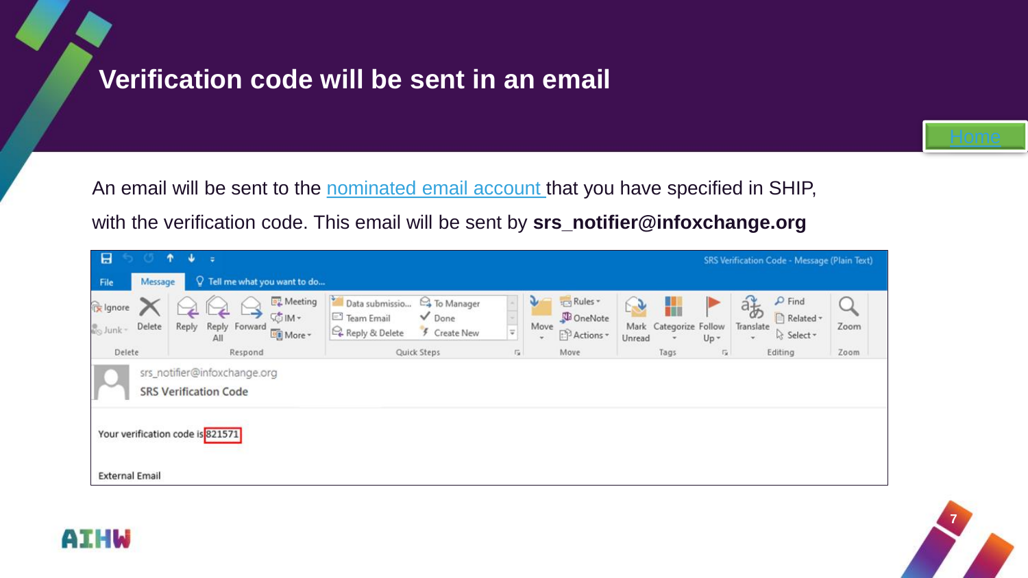# Verification code will be sent in an email

Home

An email will be sent to the nominated email account that you have specified in SHIP, with the verification code. This email will be sent by **srs_notifier@infoxchange.org**

srs_notifier@infoxchange.org

SRS Verification Code

Your verification code is 821571

External Email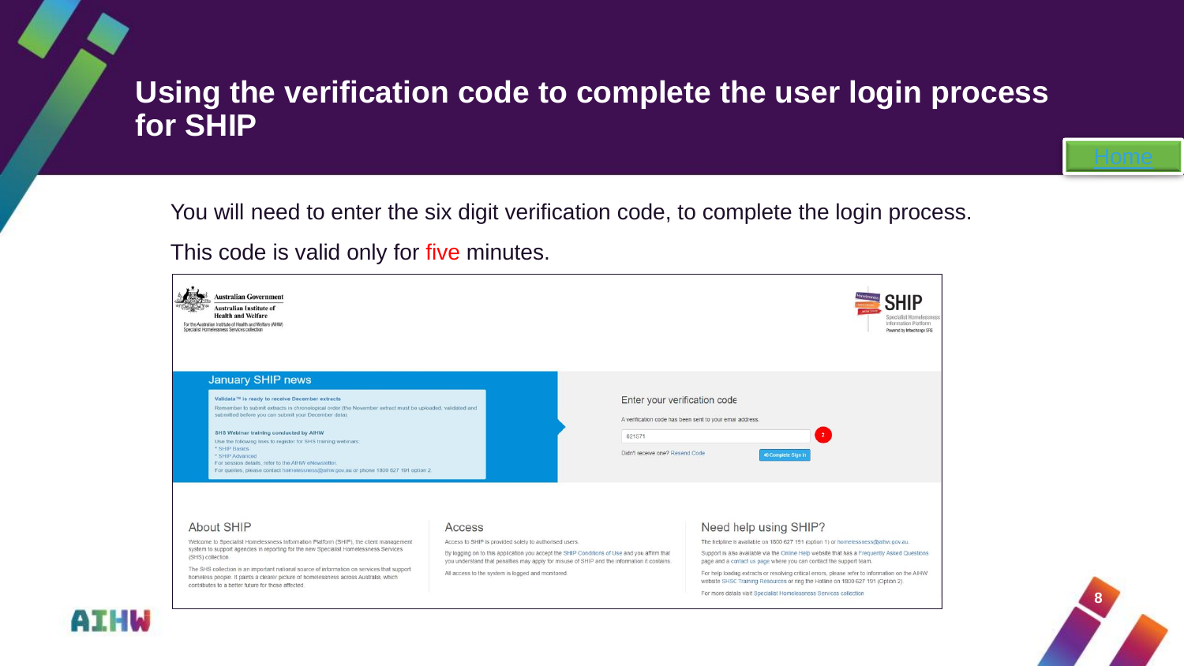# Using the verification code to complete the user login process for SHIP

Home

You will need to enter the six digit verification code, to complete the login process.

This code is valid only for five minutes.

Australian Government
Australian Institute of Health and Welfare
For the Australian Institute of Health and Welfare (AIHW) Specialist Homelessness Services collection

SHIP
Specialist Homelessness Information Platform
Powered by Infoxchange SRS

## January SHIP news

**Validata™ is ready to receive December extracts**

Remember to submit extracts in chronological order (the November extract must be uploaded, validated and submitted before you can submit your December data).

**SHS Webinar training conducted by AIHW**

Use the following links to register for SHS training webinars:
* SHIP Basics
* SHIP Advanced

For session details, refer to the AIHW eNewsletter.
For queries, please contact homelessness@aihw.gov.au or phone 1800 627 191 option 2.

Enter your verification code

A verification code has been sent to your email address.

821571

2

Didn't receive one? Resend Code

Complete Sign in

### About SHIP

Welcome to Specialist Homelessness Information Platform (SHIP), the client management system to support agencies in reporting for the new Specialist Homelessness Services (SHS) collection.

The SHS collection is an important national source of information on services that support homeless people. It paints a clearer picture of homelessness across Australia, which contributes to a better future for those affected.

### Access

Access to SHIP is provided solely to authorised users.

By logging on to this application you accept the SHIP Conditions of Use and you affirm that you understand that penalties may apply for misuse of SHIP and the information it contains.

All access to the system is logged and monitored.

### Need help using SHIP?

The helpline is available on 1800 627 191 (option 1) or homelessness@aihw.gov.au.

Support is also available via the Online Help website that has a Frequently Asked Questions page and a contact us page where you can contact the support team.

For help loading extracts or resolving critical errors, please refer to information on the AIHW website SHSC Training Resources or ring the Hotline on 1800 627 191 (Option 2).

For more details visit Specialist Homelessness Services collection

AIHW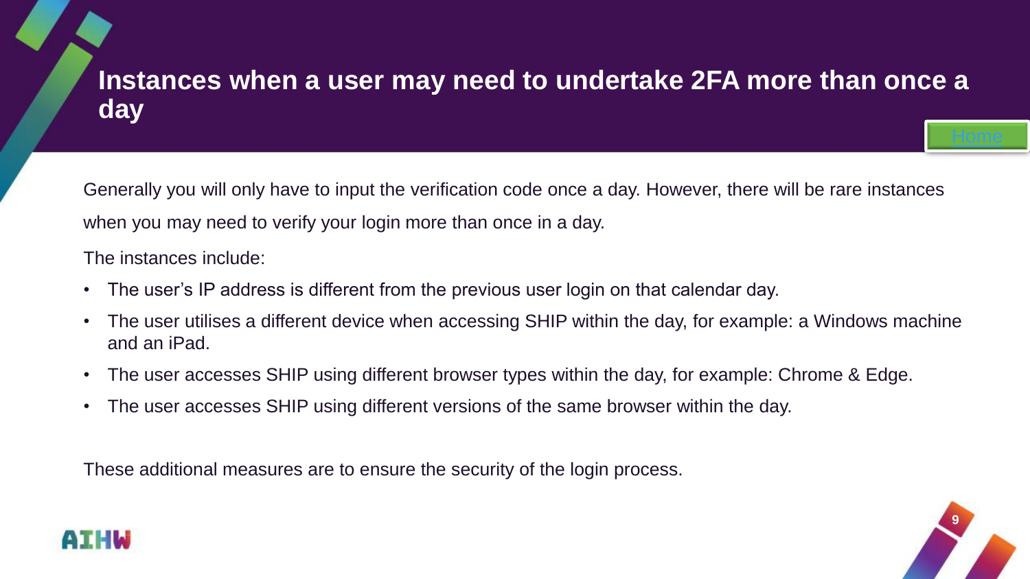# Instances when a user may need to undertake 2FA more than once a day

Home

Generally you will only have to input the verification code once a day. However, there will be rare instances when you may need to verify your login more than once in a day.

The instances include:

- The user's IP address is different from the previous user login on that calendar day.
- The user utilises a different device when accessing SHIP within the day, for example: a Windows machine and an iPad.
- The user accesses SHIP using different browser types within the day, for example: Chrome & Edge.
- The user accesses SHIP using different versions of the same browser within the day.

These additional measures are to ensure the security of the login process.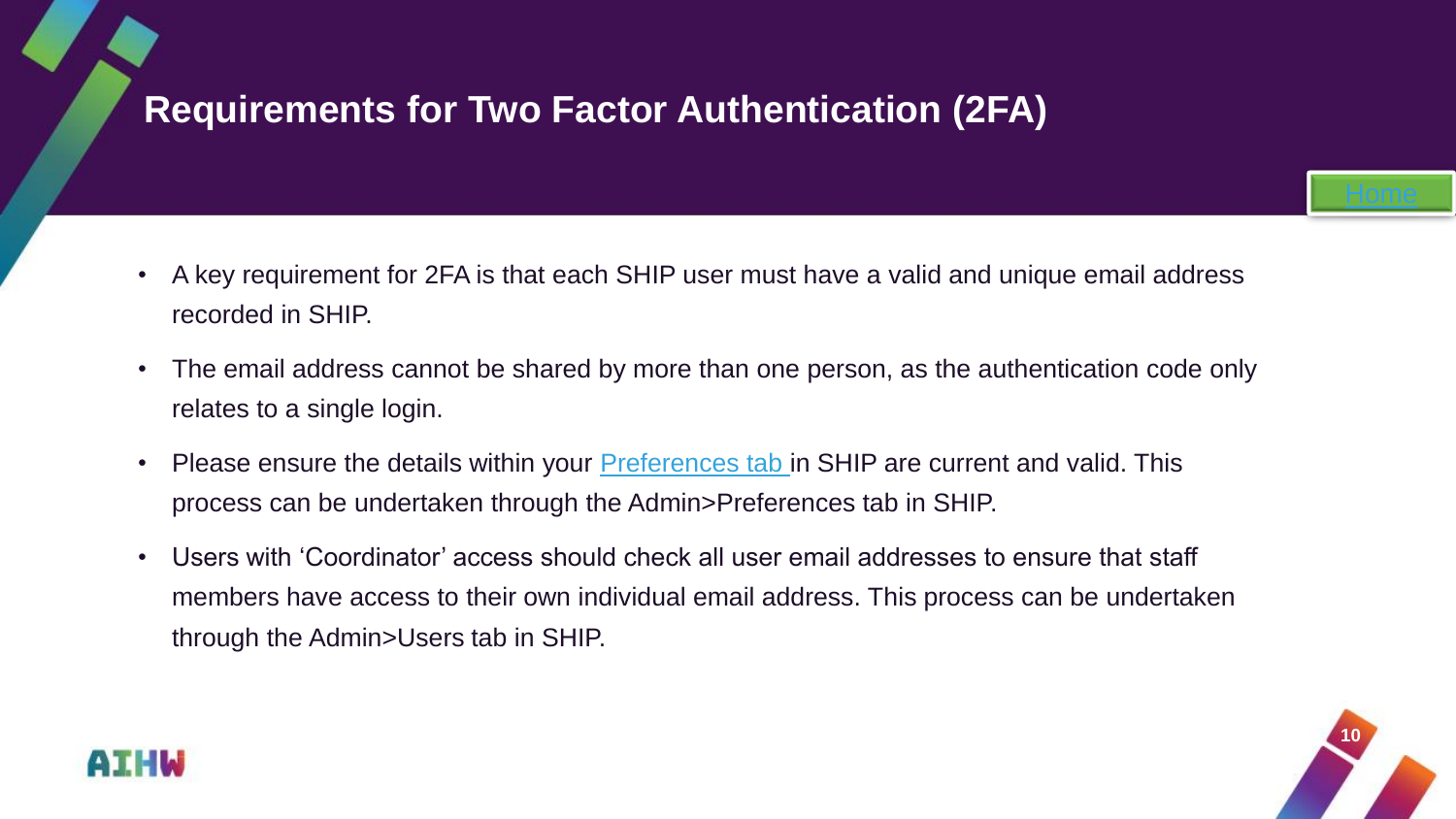# Requirements for Two Factor Authentication (2FA)

Home

- A key requirement for 2FA is that each SHIP user must have a valid and unique email address recorded in SHIP.
- The email address cannot be shared by more than one person, as the authentication code only relates to a single login.
- Please ensure the details within your Preferences tab in SHIP are current and valid. This process can be undertaken through the Admin>Preferences tab in SHIP.
- Users with 'Coordinator' access should check all user email addresses to ensure that staff members have access to their own individual email address. This process can be undertaken through the Admin>Users tab in SHIP.

AIHW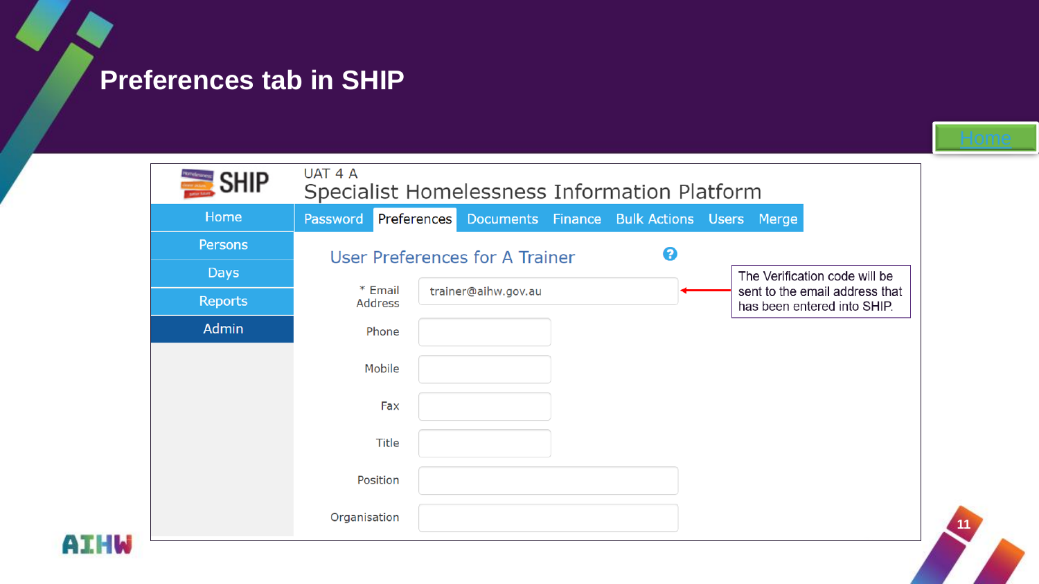# Preferences tab in SHIP

Home

SHIP

UAT 4 A

Specialist Homelessness Information Platform

Home | Persons | Days | Reports | Admin

Password | Preferences | Documents | Finance | Bulk Actions | Users | Merge

## User Preferences for A Trainer

| Field | Value |
|---|---|
| * Email Address | trainer@aihw.gov.au |
| Phone | |
| Mobile | |
| Fax | |
| Title | |
| Position | |
| Organisation | |

The Verification code will be sent to the email address that has been entered into SHIP.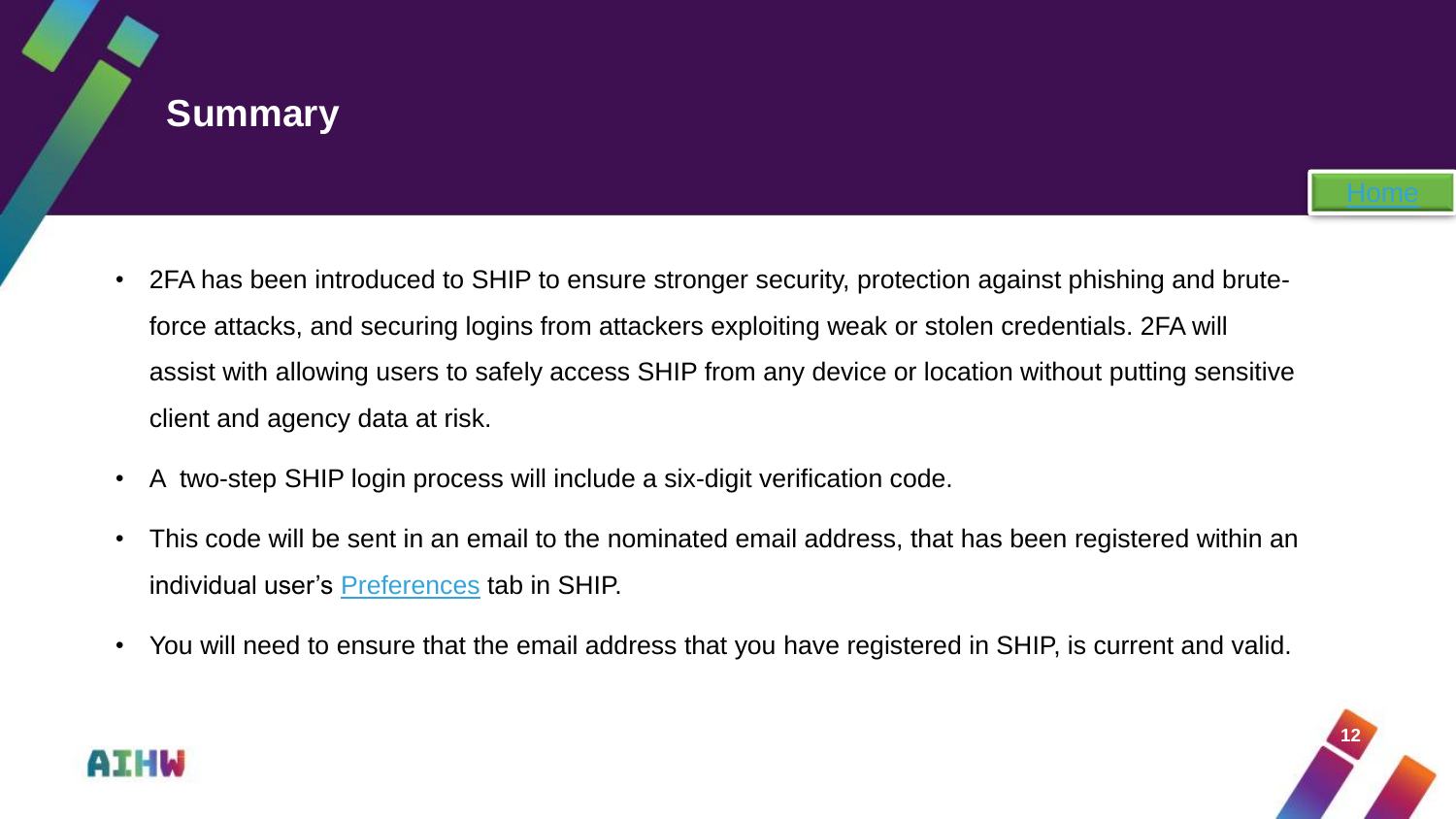# Summary

Home

- 2FA has been introduced to SHIP to ensure stronger security, protection against phishing and brute-force attacks, and securing logins from attackers exploiting weak or stolen credentials. 2FA will assist with allowing users to safely access SHIP from any device or location without putting sensitive client and agency data at risk.
- A two-step SHIP login process will include a six-digit verification code.
- This code will be sent in an email to the nominated email address, that has been registered within an individual user's Preferences tab in SHIP.
- You will need to ensure that the email address that you have registered in SHIP, is current and valid.

AIHW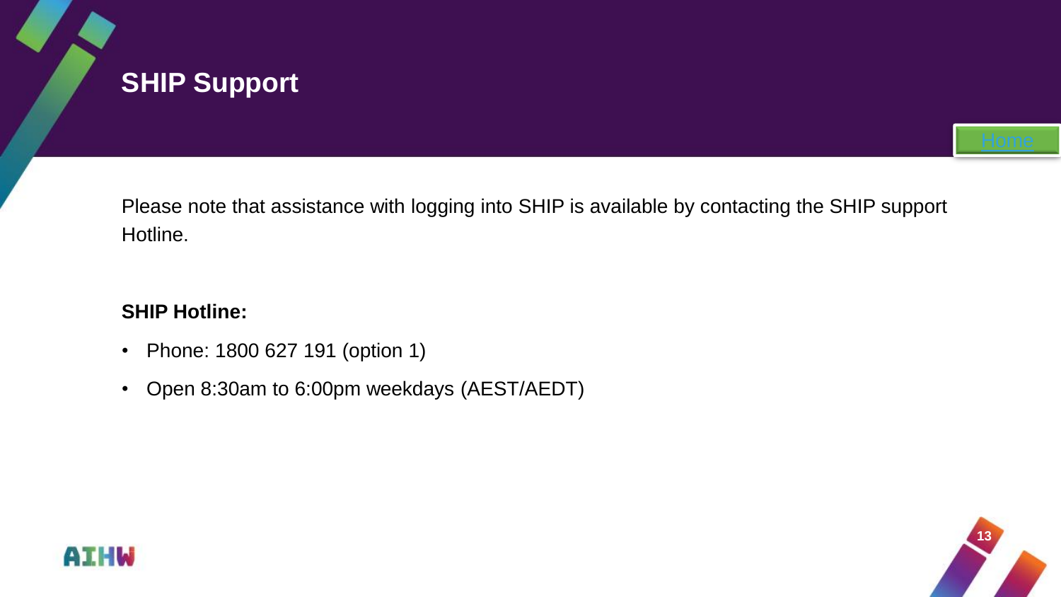# SHIP Support

Home

Please note that assistance with logging into SHIP is available by contacting the SHIP support Hotline.

**SHIP Hotline:**

- Phone: 1800 627 191 (option 1)
- Open 8:30am to 6:00pm weekdays (AEST/AEDT)

AIHW